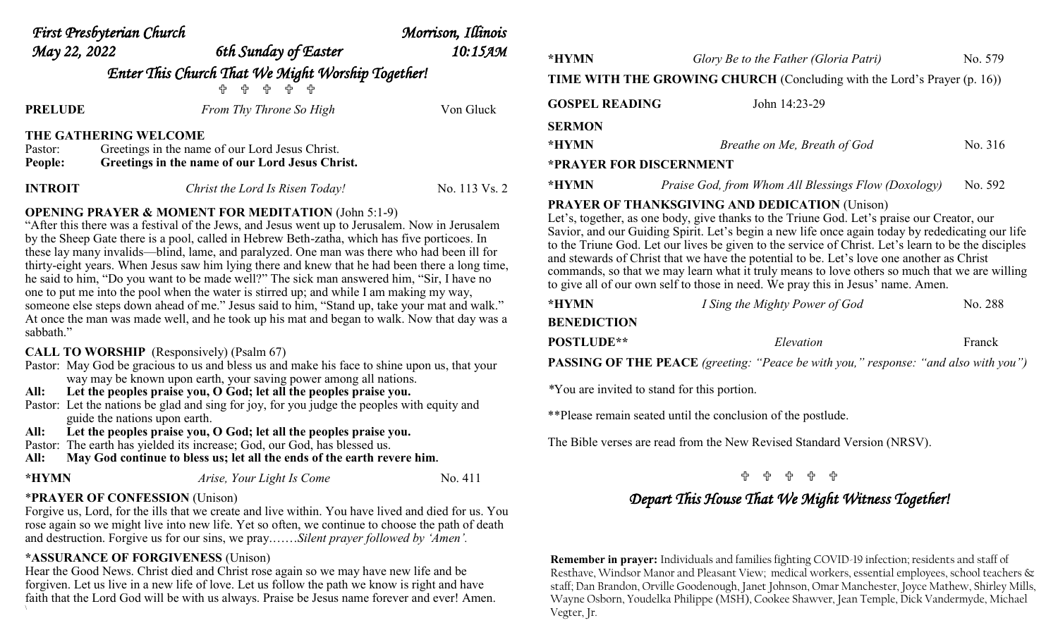*First Presbyterian Church* *Morrison, Illinois*

*May 22, 2022* *6th Sunday of Easter* *10:15AM*

## *Enter This Church That We Might Worship Together!*

✟ ✟ ✟ ✟ ✟

**PRELUDE** *From Thy Throne So High* Von Gluck

**THE GATHERING WELCOME**

Pastor: Greetings in the name of our Lord Jesus Christ.
**People: Greetings in the name of our Lord Jesus Christ.**

**INTROIT** *Christ the Lord Is Risen Today!* No. 113 Vs. 2

**OPENING PRAYER & MOMENT FOR MEDITATION** (John 5:1-9)

"After this there was a festival of the Jews, and Jesus went up to Jerusalem. Now in Jerusalem by the Sheep Gate there is a pool, called in Hebrew Beth-zatha, which has five porticoes. In these lay many invalids—blind, lame, and paralyzed. One man was there who had been ill for thirty-eight years. When Jesus saw him lying there and knew that he had been there a long time, he said to him, "Do you want to be made well?" The sick man answered him, "Sir, I have no one to put me into the pool when the water is stirred up; and while I am making my way, someone else steps down ahead of me." Jesus said to him, "Stand up, take your mat and walk." At once the man was made well, and he took up his mat and began to walk. Now that day was a sabbath."

**CALL TO WORSHIP** (Responsively) (Psalm 67)

Pastor: May God be gracious to us and bless us and make his face to shine upon us, that your way may be known upon earth, your saving power among all nations.
**All: Let the peoples praise you, O God; let all the peoples praise you.**
Pastor: Let the nations be glad and sing for joy, for you judge the peoples with equity and guide the nations upon earth.
**All: Let the peoples praise you, O God; let all the peoples praise you.**
Pastor: The earth has yielded its increase; God, our God, has blessed us.
**All: May God continue to bless us; let all the ends of the earth revere him.**

**\*HYMN** *Arise, Your Light Is Come* No. 411

\***PRAYER OF CONFESSION** (Unison)

Forgive us, Lord, for the ills that we create and live within. You have lived and died for us. You rose again so we might live into new life. Yet so often, we continue to choose the path of death and destruction. Forgive us for our sins, we pray…….*Silent prayer followed by 'Amen'.*

**\*ASSURANCE OF FORGIVENESS** (Unison)

Hear the Good News. Christ died and Christ rose again so we may have new life and be forgiven. Let us live in a new life of love. Let us follow the path we know is right and have faith that the Lord God will be with us always. Praise be Jesus name forever and ever! Amen.

**\*HYMN** *Glory Be to the Father (Gloria Patri)* No. 579

**TIME WITH THE GROWING CHURCH** (Concluding with the Lord's Prayer (p. 16))

**GOSPEL READING** John 14:23-29

**SERMON**

**\*HYMN** *Breathe on Me, Breath of God* No. 316

**\*PRAYER FOR DISCERNMENT**

**\*HYMN** *Praise God, from Whom All Blessings Flow (Doxology)* No. 592

**PRAYER OF THANKSGIVING AND DEDICATION** (Unison)

Let's, together, as one body, give thanks to the Triune God. Let's praise our Creator, our Savior, and our Guiding Spirit. Let's begin a new life once again today by rededicating our life to the Triune God. Let our lives be given to the service of Christ. Let's learn to be the disciples and stewards of Christ that we have the potential to be. Let's love one another as Christ commands, so that we may learn what it truly means to love others so much that we are willing to give all of our own self to those in need. We pray this in Jesus' name. Amen.

**\*HYMN** *I Sing the Mighty Power of God* No. 288

**BENEDICTION**

**POSTLUDE\*\*** *Elevation* Franck

**PASSING OF THE PEACE** *(greeting: "Peace be with you," response: "and also with you")*

*You are invited to stand for this portion.

**Please remain seated until the conclusion of the postlude.

The Bible verses are read from the New Revised Standard Version (NRSV).

✟ ✟ ✟ ✟ ✟

## *Depart This House That We Might Witness Together!*

**Remember in prayer:** Individuals and families fighting COVID-19 infection; residents and staff of Resthave, Windsor Manor and Pleasant View; medical workers, essential employees, school teachers & staff; Dan Brandon, Orville Goodenough, Janet Johnson, Omar Manchester, Joyce Mathew, Shirley Mills, Wayne Osborn, Youdelka Philippe (MSH), Cookee Shawver, Jean Temple, Dick Vandermyde, Michael Vegter, Jr.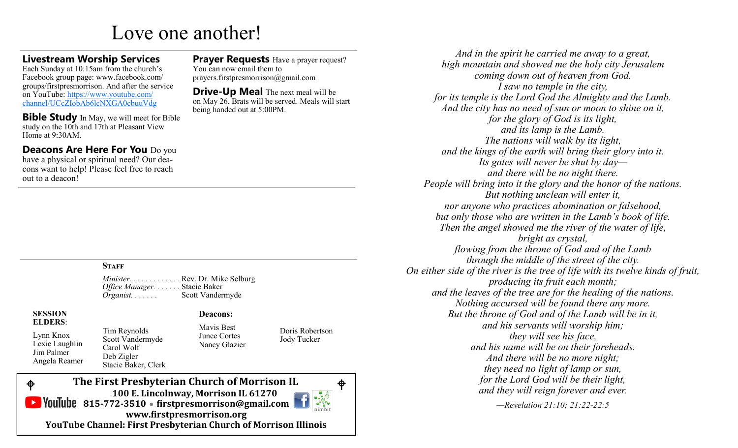# Love one another!

**Livestream Worship Services** Each Sunday at 10:15am from the church's Facebook group page: www.facebook.com/groups/firstpresmorrison. And after the service on YouTube: https://www.youtube.com/channel/UCcZIobAb6lcNXGA0cbuuVdg

**Bible Study** In May, we will meet for Bible study on the 10th and 17th at Pleasant View Home at 9:30AM.

**Deacons Are Here For You** Do you have a physical or spiritual need? Our deacons want to help! Please feel free to reach out to a deacon!

**Prayer Requests** Have a prayer request? You can now email them to prayers.firstpresmorrison@gmail.com

**Drive-Up Meal** The next meal will be on May 26. Brats will be served. Meals will start being handed out at 5:00PM.

**STAFF**

*Minister*. . . . . . . . . . . . . Rev. Dr. Mike Selburg
*Office Manager*. . . . . . . Stacie Baker
*Organist*. . . . . . . Scott Vandermyde

**SESSION ELDERS**:

Lynn Knox
Lexie Laughlin
Jim Palmer
Angela Reamer
Tim Reynolds
Scott Vandermyde
Carol Wolf
Deb Zigler
Stacie Baker, Clerk

**Deacons:**

Mavis Best
Junee Cortes
Nancy Glazier
Doris Robertson
Jody Tucker

**The First Presbyterian Church of Morrison IL**
**100 E. Lincolnway, Morrison IL 61270**
**815-772-3510 • firstpresmorrison@gmail.com**
**www.firstpresmorrison.org**
**YouTube Channel: First Presbyterian Church of Morrison Illinois**

*And in the spirit he carried me away to a great,*
*high mountain and showed me the holy city Jerusalem*
*coming down out of heaven from God.*
*I saw no temple in the city,*
*for its temple is the Lord God the Almighty and the Lamb.*
*And the city has no need of sun or moon to shine on it,*
*for the glory of God is its light,*
*and its lamp is the Lamb.*
*The nations will walk by its light,*
*and the kings of the earth will bring their glory into it.*
*Its gates will never be shut by day—*
*and there will be no night there.*
*People will bring into it the glory and the honor of the nations.*
*But nothing unclean will enter it,*
*nor anyone who practices abomination or falsehood,*
*but only those who are written in the Lamb's book of life.*
*Then the angel showed me the river of the water of life,*
*bright as crystal,*
*flowing from the throne of God and of the Lamb*
*through the middle of the street of the city.*
*On either side of the river is the tree of life with its twelve kinds of fruit,*
*producing its fruit each month;*
*and the leaves of the tree are for the healing of the nations.*
*Nothing accursed will be found there any more.*
*But the throne of God and of the Lamb will be in it,*
*and his servants will worship him;*
*they will see his face,*
*and his name will be on their foreheads.*
*And there will be no more night;*
*they need no light of lamp or sun,*
*for the Lord God will be their light,*
*and they will reign forever and ever.*

*—Revelation 21:10; 21:22-22:5*